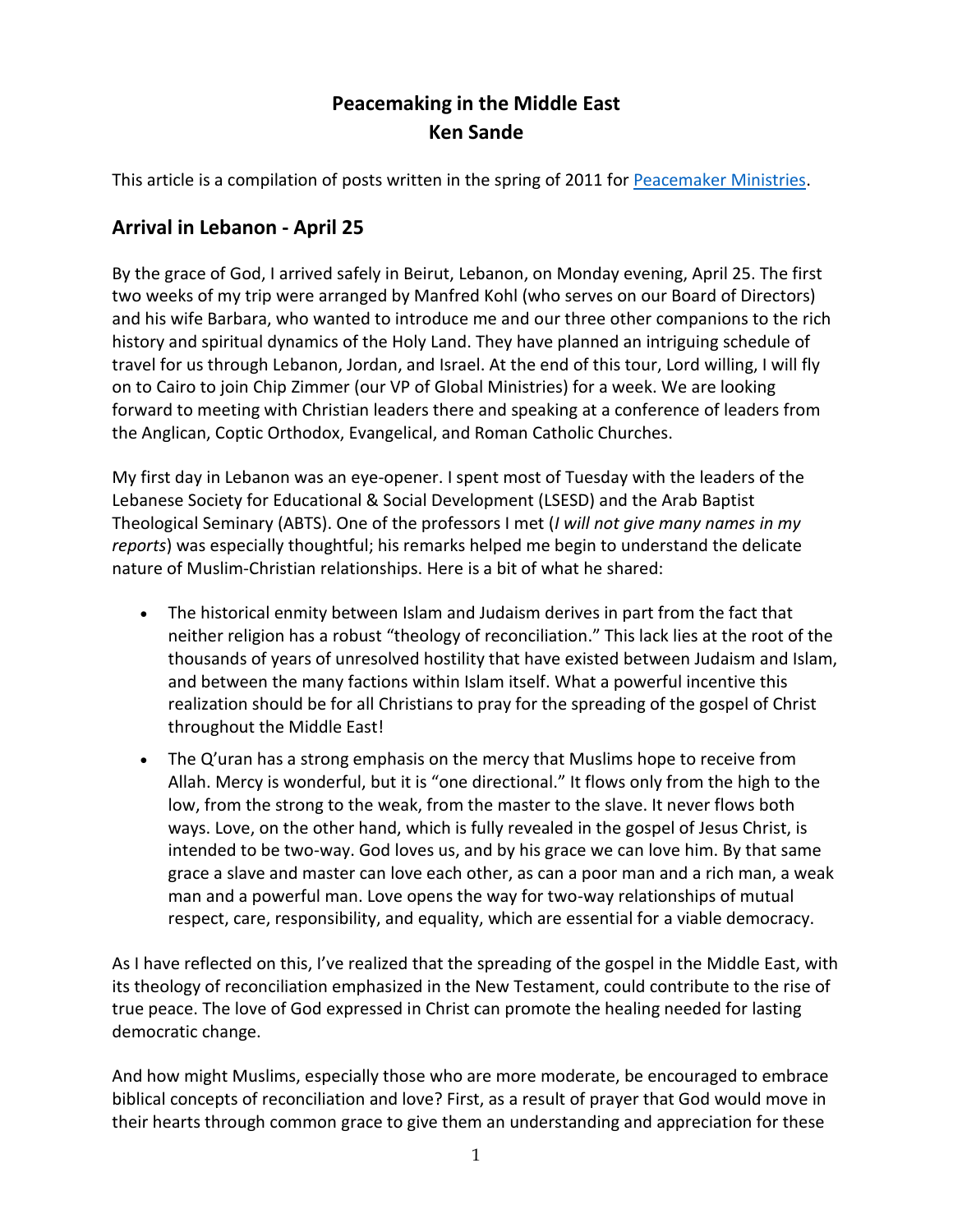# Peacemaking in the Middle East
# Ken Sande

This article is a compilation of posts written in the spring of 2011 for [Peacemaker Ministries](Peacemaker Ministries).

## Arrival in Lebanon - April 25

By the grace of God, I arrived safely in Beirut, Lebanon, on Monday evening, April 25. The first two weeks of my trip were arranged by Manfred Kohl (who serves on our Board of Directors) and his wife Barbara, who wanted to introduce me and our three other companions to the rich history and spiritual dynamics of the Holy Land. They have planned an intriguing schedule of travel for us through Lebanon, Jordan, and Israel. At the end of this tour, Lord willing, I will fly on to Cairo to join Chip Zimmer (our VP of Global Ministries) for a week. We are looking forward to meeting with Christian leaders there and speaking at a conference of leaders from the Anglican, Coptic Orthodox, Evangelical, and Roman Catholic Churches.

My first day in Lebanon was an eye-opener. I spent most of Tuesday with the leaders of the Lebanese Society for Educational & Social Development (LSESD) and the Arab Baptist Theological Seminary (ABTS). One of the professors I met (*I will not give many names in my reports*) was especially thoughtful; his remarks helped me begin to understand the delicate nature of Muslim-Christian relationships. Here is a bit of what he shared:

- The historical enmity between Islam and Judaism derives in part from the fact that neither religion has a robust "theology of reconciliation." This lack lies at the root of the thousands of years of unresolved hostility that have existed between Judaism and Islam, and between the many factions within Islam itself. What a powerful incentive this realization should be for all Christians to pray for the spreading of the gospel of Christ throughout the Middle East!
- The Q'uran has a strong emphasis on the mercy that Muslims hope to receive from Allah. Mercy is wonderful, but it is "one directional." It flows only from the high to the low, from the strong to the weak, from the master to the slave. It never flows both ways. Love, on the other hand, which is fully revealed in the gospel of Jesus Christ, is intended to be two-way. God loves us, and by his grace we can love him. By that same grace a slave and master can love each other, as can a poor man and a rich man, a weak man and a powerful man. Love opens the way for two-way relationships of mutual respect, care, responsibility, and equality, which are essential for a viable democracy.

As I have reflected on this, I've realized that the spreading of the gospel in the Middle East, with its theology of reconciliation emphasized in the New Testament, could contribute to the rise of true peace. The love of God expressed in Christ can promote the healing needed for lasting democratic change.

And how might Muslims, especially those who are more moderate, be encouraged to embrace biblical concepts of reconciliation and love? First, as a result of prayer that God would move in their hearts through common grace to give them an understanding and appreciation for these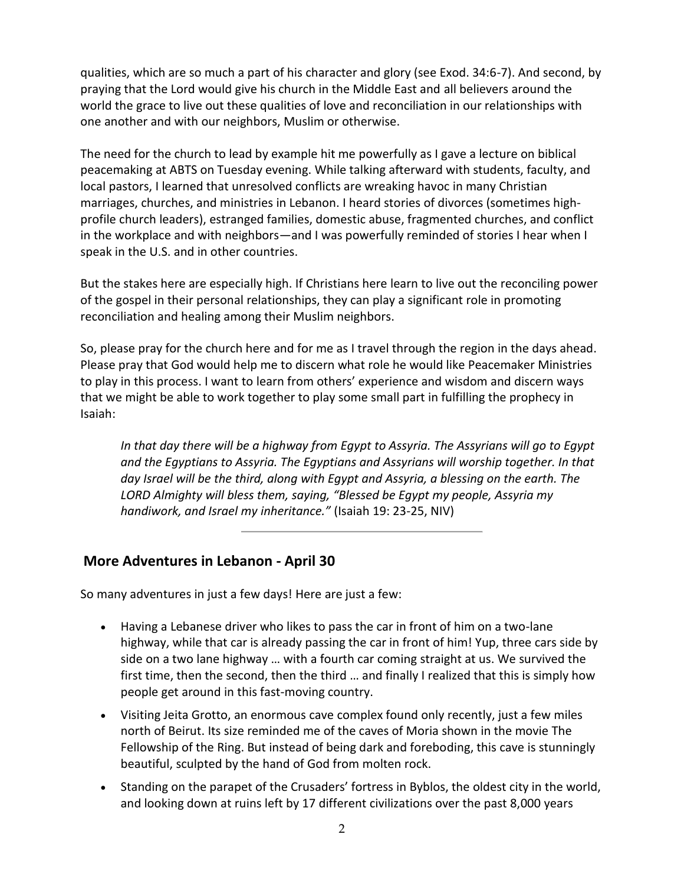qualities, which are so much a part of his character and glory (see Exod. 34:6-7). And second, by praying that the Lord would give his church in the Middle East and all believers around the world the grace to live out these qualities of love and reconciliation in our relationships with one another and with our neighbors, Muslim or otherwise.

The need for the church to lead by example hit me powerfully as I gave a lecture on biblical peacemaking at ABTS on Tuesday evening. While talking afterward with students, faculty, and local pastors, I learned that unresolved conflicts are wreaking havoc in many Christian marriages, churches, and ministries in Lebanon. I heard stories of divorces (sometimes high-profile church leaders), estranged families, domestic abuse, fragmented churches, and conflict in the workplace and with neighbors—and I was powerfully reminded of stories I hear when I speak in the U.S. and in other countries.

But the stakes here are especially high. If Christians here learn to live out the reconciling power of the gospel in their personal relationships, they can play a significant role in promoting reconciliation and healing among their Muslim neighbors.

So, please pray for the church here and for me as I travel through the region in the days ahead. Please pray that God would help me to discern what role he would like Peacemaker Ministries to play in this process. I want to learn from others' experience and wisdom and discern ways that we might be able to work together to play some small part in fulfilling the prophecy in Isaiah:

> *In that day there will be a highway from Egypt to Assyria. The Assyrians will go to Egypt and the Egyptians to Assyria. The Egyptians and Assyrians will worship together. In that day Israel will be the third, along with Egypt and Assyria, a blessing on the earth. The LORD Almighty will bless them, saying, "Blessed be Egypt my people, Assyria my handiwork, and Israel my inheritance."* (Isaiah 19: 23-25, NIV)

---

## More Adventures in Lebanon - April 30

So many adventures in just a few days! Here are just a few:

- Having a Lebanese driver who likes to pass the car in front of him on a two-lane highway, while that car is already passing the car in front of him! Yup, three cars side by side on a two lane highway … with a fourth car coming straight at us. We survived the first time, then the second, then the third … and finally I realized that this is simply how people get around in this fast-moving country.
- Visiting Jeita Grotto, an enormous cave complex found only recently, just a few miles north of Beirut. Its size reminded me of the caves of Moria shown in the movie The Fellowship of the Ring. But instead of being dark and foreboding, this cave is stunningly beautiful, sculpted by the hand of God from molten rock.
- Standing on the parapet of the Crusaders' fortress in Byblos, the oldest city in the world, and looking down at ruins left by 17 different civilizations over the past 8,000 years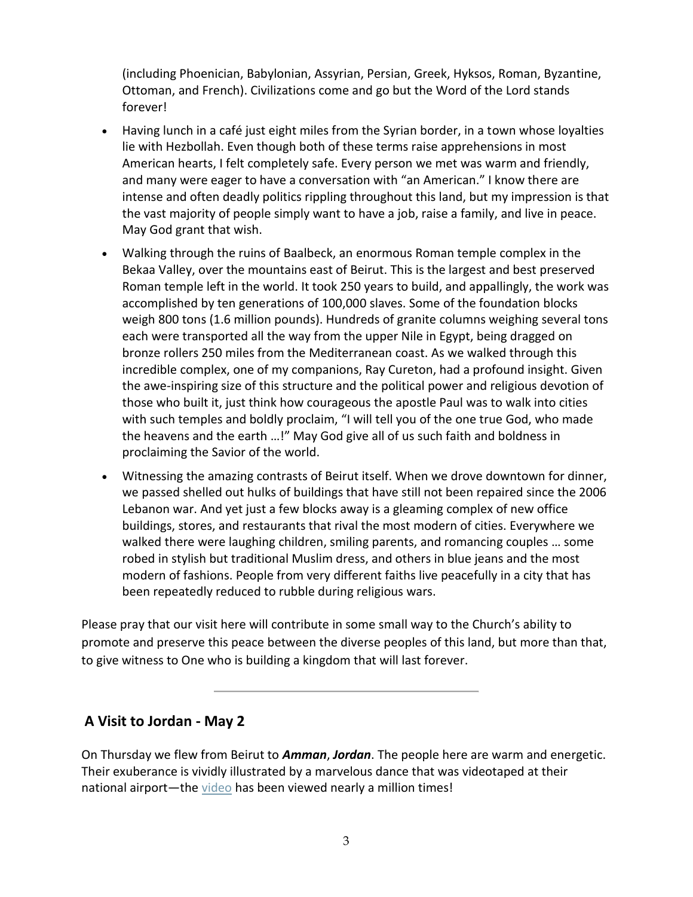(including Phoenician, Babylonian, Assyrian, Persian, Greek, Hyksos, Roman, Byzantine, Ottoman, and French). Civilizations come and go but the Word of the Lord stands forever!

- Having lunch in a café just eight miles from the Syrian border, in a town whose loyalties lie with Hezbollah. Even though both of these terms raise apprehensions in most American hearts, I felt completely safe. Every person we met was warm and friendly, and many were eager to have a conversation with "an American." I know there are intense and often deadly politics rippling throughout this land, but my impression is that the vast majority of people simply want to have a job, raise a family, and live in peace. May God grant that wish.
- Walking through the ruins of Baalbeck, an enormous Roman temple complex in the Bekaa Valley, over the mountains east of Beirut. This is the largest and best preserved Roman temple left in the world. It took 250 years to build, and appallingly, the work was accomplished by ten generations of 100,000 slaves. Some of the foundation blocks weigh 800 tons (1.6 million pounds). Hundreds of granite columns weighing several tons each were transported all the way from the upper Nile in Egypt, being dragged on bronze rollers 250 miles from the Mediterranean coast. As we walked through this incredible complex, one of my companions, Ray Cureton, had a profound insight. Given the awe-inspiring size of this structure and the political power and religious devotion of those who built it, just think how courageous the apostle Paul was to walk into cities with such temples and boldly proclaim, "I will tell you of the one true God, who made the heavens and the earth …!" May God give all of us such faith and boldness in proclaiming the Savior of the world.
- Witnessing the amazing contrasts of Beirut itself. When we drove downtown for dinner, we passed shelled out hulks of buildings that have still not been repaired since the 2006 Lebanon war. And yet just a few blocks away is a gleaming complex of new office buildings, stores, and restaurants that rival the most modern of cities. Everywhere we walked there were laughing children, smiling parents, and romancing couples … some robed in stylish but traditional Muslim dress, and others in blue jeans and the most modern of fashions. People from very different faiths live peacefully in a city that has been repeatedly reduced to rubble during religious wars.

Please pray that our visit here will contribute in some small way to the Church's ability to promote and preserve this peace between the diverse peoples of this land, but more than that, to give witness to One who is building a kingdom that will last forever.

---

## A Visit to Jordan - May 2

On Thursday we flew from Beirut to ***Amman***, ***Jordan***. The people here are warm and energetic. Their exuberance is vividly illustrated by a marvelous dance that was videotaped at their national airport—the video has been viewed nearly a million times!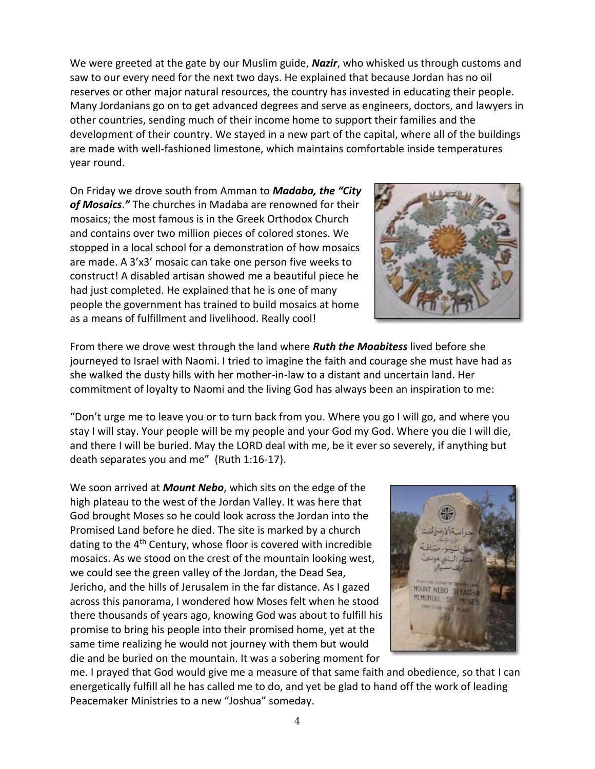We were greeted at the gate by our Muslim guide, ***Nazir***, who whisked us through customs and saw to our every need for the next two days. He explained that because Jordan has no oil reserves or other major natural resources, the country has invested in educating their people. Many Jordanians go on to get advanced degrees and serve as engineers, doctors, and lawyers in other countries, sending much of their income home to support their families and the development of their country. We stayed in a new part of the capital, where all of the buildings are made with well-fashioned limestone, which maintains comfortable inside temperatures year round.

On Friday we drove south from Amman to ***Madaba, the "City of Mosaics."*** The churches in Madaba are renowned for their mosaics; the most famous is in the Greek Orthodox Church and contains over two million pieces of colored stones. We stopped in a local school for a demonstration of how mosaics are made. A 3'x3' mosaic can take one person five weeks to construct! A disabled artisan showed me a beautiful piece he had just completed. He explained that he is one of many people the government has trained to build mosaics at home as a means of fulfillment and livelihood. Really cool!

From there we drove west through the land where ***Ruth the Moabitess*** lived before she journeyed to Israel with Naomi. I tried to imagine the faith and courage she must have had as she walked the dusty hills with her mother-in-law to a distant and uncertain land. Her commitment of loyalty to Naomi and the living God has always been an inspiration to me:

"Don't urge me to leave you or to turn back from you. Where you go I will go, and where you stay I will stay. Your people will be my people and your God my God. Where you die I will die, and there I will be buried. May the LORD deal with me, be it ever so severely, if anything but death separates you and me" (Ruth 1:16-17).

We soon arrived at ***Mount Nebo***, which sits on the edge of the high plateau to the west of the Jordan Valley. It was here that God brought Moses so he could look across the Jordan into the Promised Land before he died. The site is marked by a church dating to the 4th Century, whose floor is covered with incredible mosaics. As we stood on the crest of the mountain looking west, we could see the green valley of the Jordan, the Dead Sea, Jericho, and the hills of Jerusalem in the far distance. As I gazed across this panorama, I wondered how Moses felt when he stood there thousands of years ago, knowing God was about to fulfill his promise to bring his people into their promised home, yet at the same time realizing he would not journey with them but would die and be buried on the mountain. It was a sobering moment for me. I prayed that God would give me a measure of that same faith and obedience, so that I can energetically fulfill all he has called me to do, and yet be glad to hand off the work of leading Peacemaker Ministries to a new "Joshua" someday.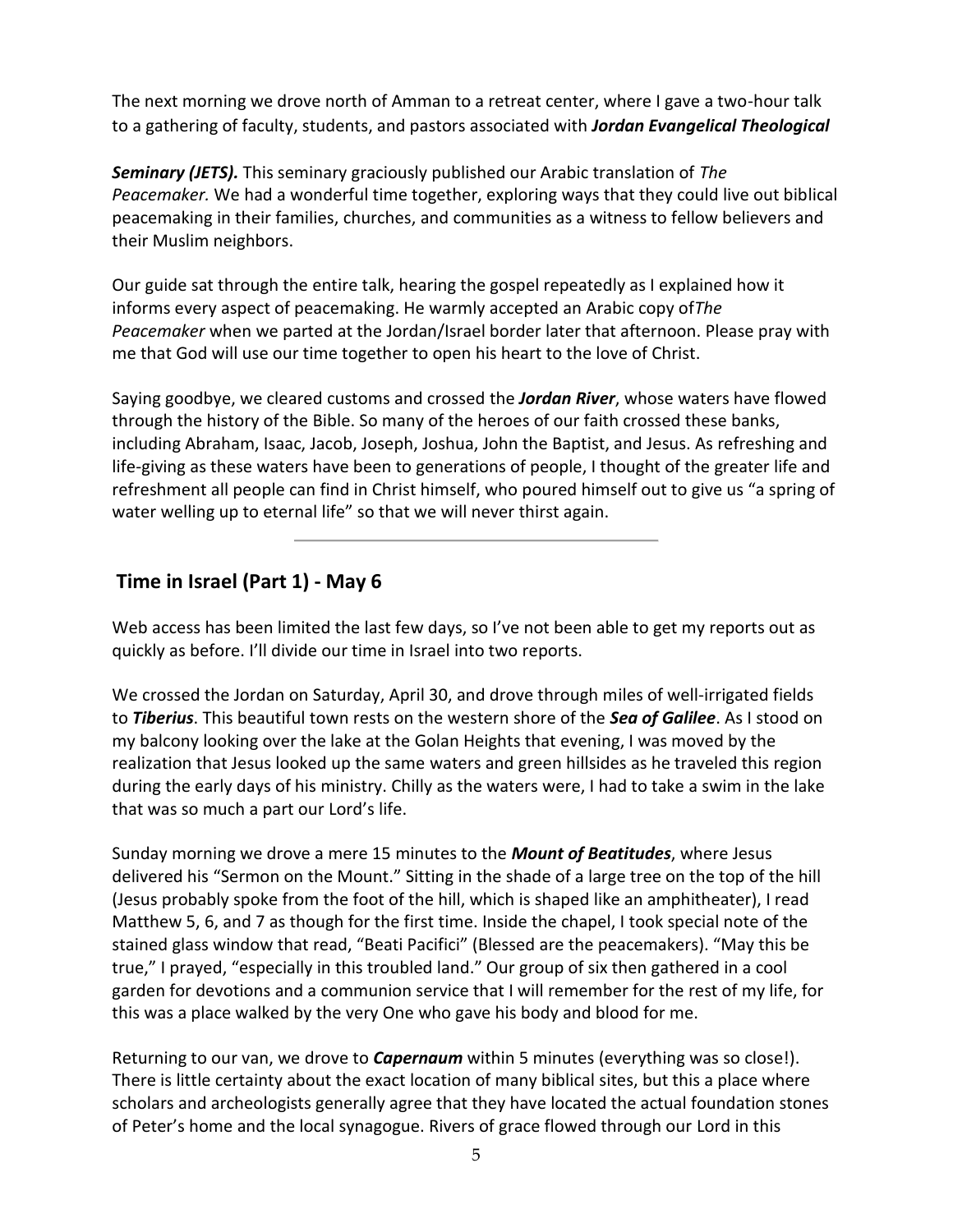The next morning we drove north of Amman to a retreat center, where I gave a two-hour talk to a gathering of faculty, students, and pastors associated with ***Jordan Evangelical Theological Seminary (JETS).*** This seminary graciously published our Arabic translation of *The Peacemaker.* We had a wonderful time together, exploring ways that they could live out biblical peacemaking in their families, churches, and communities as a witness to fellow believers and their Muslim neighbors.

Our guide sat through the entire talk, hearing the gospel repeatedly as I explained how it informs every aspect of peacemaking. He warmly accepted an Arabic copy of*The Peacemaker* when we parted at the Jordan/Israel border later that afternoon. Please pray with me that God will use our time together to open his heart to the love of Christ.

Saying goodbye, we cleared customs and crossed the ***Jordan River***, whose waters have flowed through the history of the Bible. So many of the heroes of our faith crossed these banks, including Abraham, Isaac, Jacob, Joseph, Joshua, John the Baptist, and Jesus. As refreshing and life-giving as these waters have been to generations of people, I thought of the greater life and refreshment all people can find in Christ himself, who poured himself out to give us "a spring of water welling up to eternal life" so that we will never thirst again.

---

## Time in Israel (Part 1) - May 6

Web access has been limited the last few days, so I've not been able to get my reports out as quickly as before. I'll divide our time in Israel into two reports.

We crossed the Jordan on Saturday, April 30, and drove through miles of well-irrigated fields to ***Tiberius***. This beautiful town rests on the western shore of the ***Sea of Galilee***. As I stood on my balcony looking over the lake at the Golan Heights that evening, I was moved by the realization that Jesus looked up the same waters and green hillsides as he traveled this region during the early days of his ministry. Chilly as the waters were, I had to take a swim in the lake that was so much a part our Lord's life.

Sunday morning we drove a mere 15 minutes to the ***Mount of Beatitudes***, where Jesus delivered his "Sermon on the Mount." Sitting in the shade of a large tree on the top of the hill (Jesus probably spoke from the foot of the hill, which is shaped like an amphitheater), I read Matthew 5, 6, and 7 as though for the first time. Inside the chapel, I took special note of the stained glass window that read, "Beati Pacifici" (Blessed are the peacemakers). "May this be true," I prayed, "especially in this troubled land." Our group of six then gathered in a cool garden for devotions and a communion service that I will remember for the rest of my life, for this was a place walked by the very One who gave his body and blood for me.

Returning to our van, we drove to ***Capernaum*** within 5 minutes (everything was so close!). There is little certainty about the exact location of many biblical sites, but this a place where scholars and archeologists generally agree that they have located the actual foundation stones of Peter's home and the local synagogue. Rivers of grace flowed through our Lord in this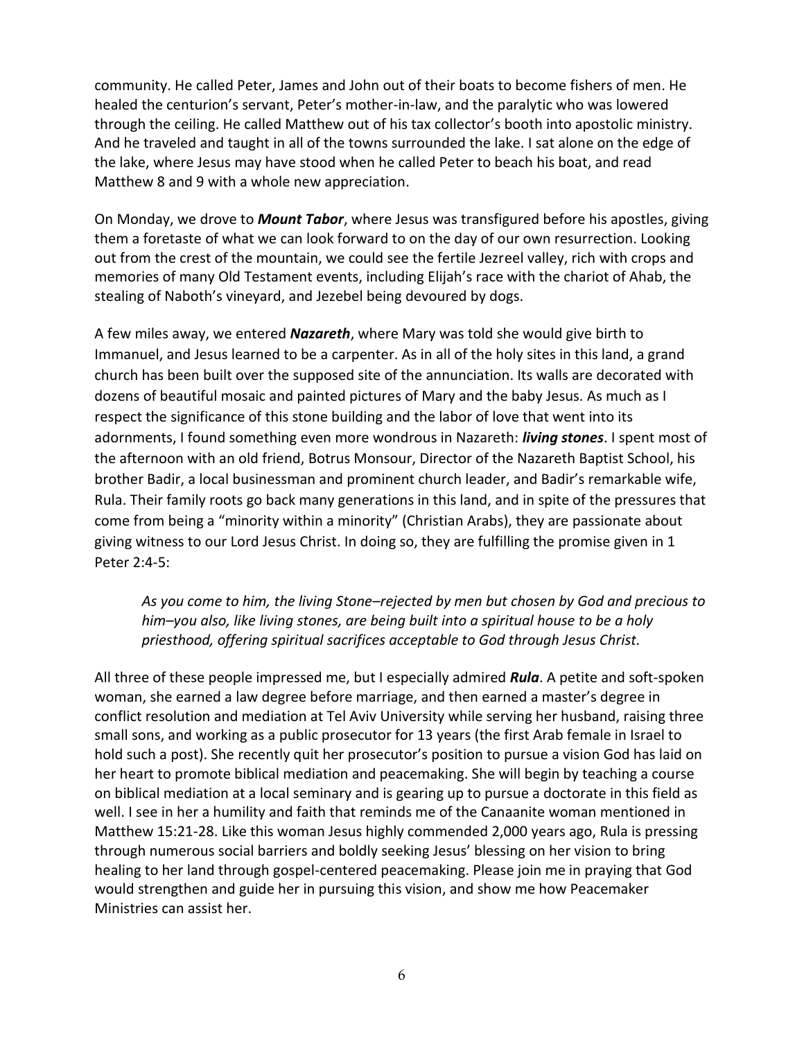community. He called Peter, James and John out of their boats to become fishers of men. He healed the centurion's servant, Peter's mother-in-law, and the paralytic who was lowered through the ceiling. He called Matthew out of his tax collector's booth into apostolic ministry. And he traveled and taught in all of the towns surrounded the lake. I sat alone on the edge of the lake, where Jesus may have stood when he called Peter to beach his boat, and read Matthew 8 and 9 with a whole new appreciation.

On Monday, we drove to ***Mount Tabor***, where Jesus was transfigured before his apostles, giving them a foretaste of what we can look forward to on the day of our own resurrection. Looking out from the crest of the mountain, we could see the fertile Jezreel valley, rich with crops and memories of many Old Testament events, including Elijah's race with the chariot of Ahab, the stealing of Naboth's vineyard, and Jezebel being devoured by dogs.

A few miles away, we entered ***Nazareth***, where Mary was told she would give birth to Immanuel, and Jesus learned to be a carpenter. As in all of the holy sites in this land, a grand church has been built over the supposed site of the annunciation. Its walls are decorated with dozens of beautiful mosaic and painted pictures of Mary and the baby Jesus. As much as I respect the significance of this stone building and the labor of love that went into its adornments, I found something even more wondrous in Nazareth: ***living stones***. I spent most of the afternoon with an old friend, Botrus Monsour, Director of the Nazareth Baptist School, his brother Badir, a local businessman and prominent church leader, and Badir's remarkable wife, Rula. Their family roots go back many generations in this land, and in spite of the pressures that come from being a "minority within a minority" (Christian Arabs), they are passionate about giving witness to our Lord Jesus Christ. In doing so, they are fulfilling the promise given in 1 Peter 2:4-5:

> *As you come to him, the living Stone–rejected by men but chosen by God and precious to him–you also, like living stones, are being built into a spiritual house to be a holy priesthood, offering spiritual sacrifices acceptable to God through Jesus Christ.*

All three of these people impressed me, but I especially admired ***Rula***. A petite and soft-spoken woman, she earned a law degree before marriage, and then earned a master's degree in conflict resolution and mediation at Tel Aviv University while serving her husband, raising three small sons, and working as a public prosecutor for 13 years (the first Arab female in Israel to hold such a post). She recently quit her prosecutor's position to pursue a vision God has laid on her heart to promote biblical mediation and peacemaking. She will begin by teaching a course on biblical mediation at a local seminary and is gearing up to pursue a doctorate in this field as well. I see in her a humility and faith that reminds me of the Canaanite woman mentioned in Matthew 15:21-28. Like this woman Jesus highly commended 2,000 years ago, Rula is pressing through numerous social barriers and boldly seeking Jesus' blessing on her vision to bring healing to her land through gospel-centered peacemaking. Please join me in praying that God would strengthen and guide her in pursuing this vision, and show me how Peacemaker Ministries can assist her.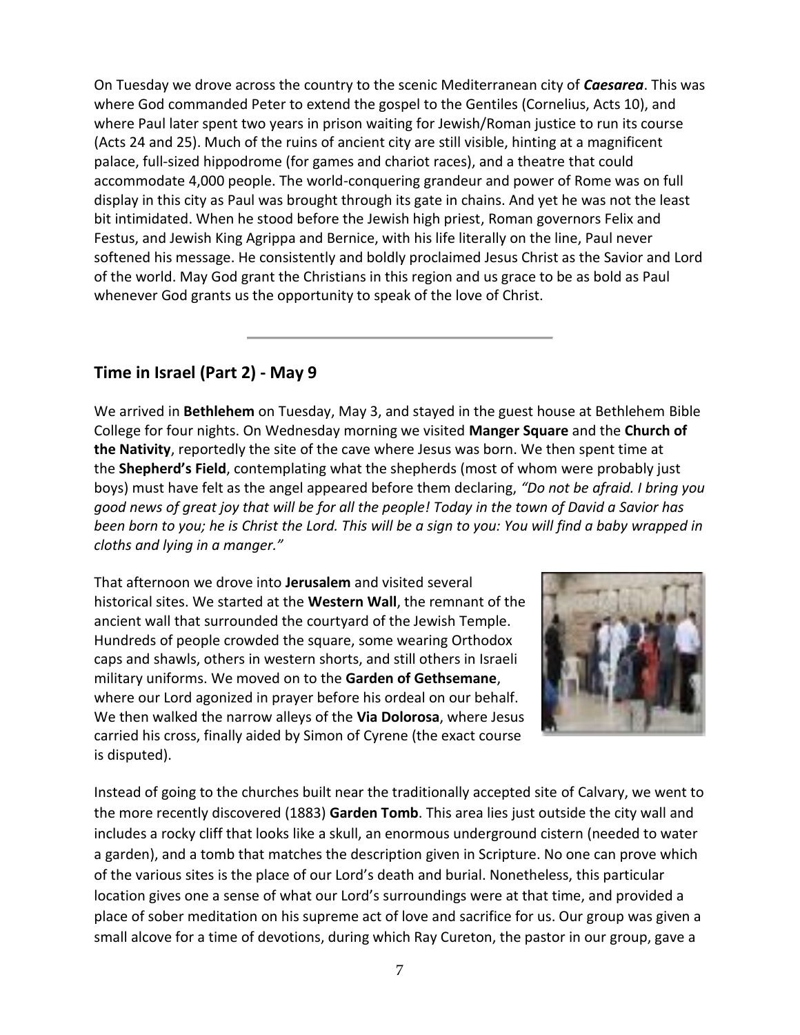On Tuesday we drove across the country to the scenic Mediterranean city of ***Caesarea***. This was where God commanded Peter to extend the gospel to the Gentiles (Cornelius, Acts 10), and where Paul later spent two years in prison waiting for Jewish/Roman justice to run its course (Acts 24 and 25). Much of the ruins of ancient city are still visible, hinting at a magnificent palace, full-sized hippodrome (for games and chariot races), and a theatre that could accommodate 4,000 people. The world-conquering grandeur and power of Rome was on full display in this city as Paul was brought through its gate in chains. And yet he was not the least bit intimidated. When he stood before the Jewish high priest, Roman governors Felix and Festus, and Jewish King Agrippa and Bernice, with his life literally on the line, Paul never softened his message. He consistently and boldly proclaimed Jesus Christ as the Savior and Lord of the world. May God grant the Christians in this region and us grace to be as bold as Paul whenever God grants us the opportunity to speak of the love of Christ.

---

## Time in Israel (Part 2) - May 9

We arrived in **Bethlehem** on Tuesday, May 3, and stayed in the guest house at Bethlehem Bible College for four nights. On Wednesday morning we visited **Manger Square** and the **Church of the Nativity**, reportedly the site of the cave where Jesus was born. We then spent time at the **Shepherd's Field**, contemplating what the shepherds (most of whom were probably just boys) must have felt as the angel appeared before them declaring, *"Do not be afraid. I bring you good news of great joy that will be for all the people! Today in the town of David a Savior has been born to you; he is Christ the Lord. This will be a sign to you: You will find a baby wrapped in cloths and lying in a manger."*

That afternoon we drove into **Jerusalem** and visited several historical sites. We started at the **Western Wall**, the remnant of the ancient wall that surrounded the courtyard of the Jewish Temple. Hundreds of people crowded the square, some wearing Orthodox caps and shawls, others in western shorts, and still others in Israeli military uniforms. We moved on to the **Garden of Gethsemane**, where our Lord agonized in prayer before his ordeal on our behalf. We then walked the narrow alleys of the **Via Dolorosa**, where Jesus carried his cross, finally aided by Simon of Cyrene (the exact course is disputed).

Instead of going to the churches built near the traditionally accepted site of Calvary, we went to the more recently discovered (1883) **Garden Tomb**. This area lies just outside the city wall and includes a rocky cliff that looks like a skull, an enormous underground cistern (needed to water a garden), and a tomb that matches the description given in Scripture. No one can prove which of the various sites is the place of our Lord's death and burial. Nonetheless, this particular location gives one a sense of what our Lord's surroundings were at that time, and provided a place of sober meditation on his supreme act of love and sacrifice for us. Our group was given a small alcove for a time of devotions, during which Ray Cureton, the pastor in our group, gave a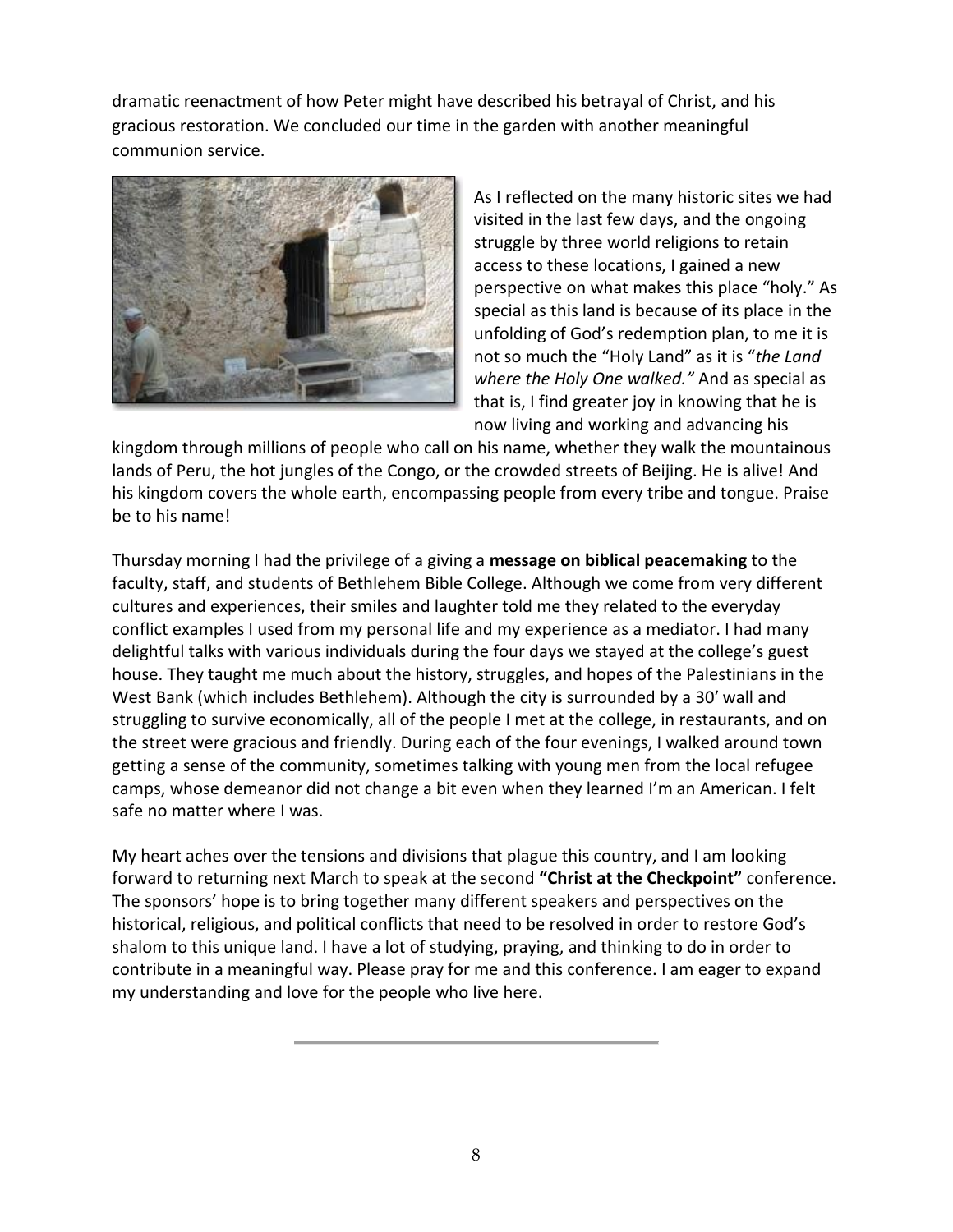dramatic reenactment of how Peter might have described his betrayal of Christ, and his gracious restoration. We concluded our time in the garden with another meaningful communion service.

As I reflected on the many historic sites we had visited in the last few days, and the ongoing struggle by three world religions to retain access to these locations, I gained a new perspective on what makes this place "holy." As special as this land is because of its place in the unfolding of God's redemption plan, to me it is not so much the "Holy Land" as it is "*the Land where the Holy One walked.*" And as special as that is, I find greater joy in knowing that he is now living and working and advancing his kingdom through millions of people who call on his name, whether they walk the mountainous lands of Peru, the hot jungles of the Congo, or the crowded streets of Beijing. He is alive! And his kingdom covers the whole earth, encompassing people from every tribe and tongue. Praise be to his name!

Thursday morning I had the privilege of a giving a **message on biblical peacemaking** to the faculty, staff, and students of Bethlehem Bible College. Although we come from very different cultures and experiences, their smiles and laughter told me they related to the everyday conflict examples I used from my personal life and my experience as a mediator. I had many delightful talks with various individuals during the four days we stayed at the college's guest house. They taught me much about the history, struggles, and hopes of the Palestinians in the West Bank (which includes Bethlehem). Although the city is surrounded by a 30' wall and struggling to survive economically, all of the people I met at the college, in restaurants, and on the street were gracious and friendly. During each of the four evenings, I walked around town getting a sense of the community, sometimes talking with young men from the local refugee camps, whose demeanor did not change a bit even when they learned I'm an American. I felt safe no matter where I was.

My heart aches over the tensions and divisions that plague this country, and I am looking forward to returning next March to speak at the second **"Christ at the Checkpoint"** conference. The sponsors' hope is to bring together many different speakers and perspectives on the historical, religious, and political conflicts that need to be resolved in order to restore God's shalom to this unique land. I have a lot of studying, praying, and thinking to do in order to contribute in a meaningful way. Please pray for me and this conference. I am eager to expand my understanding and love for the people who live here.

---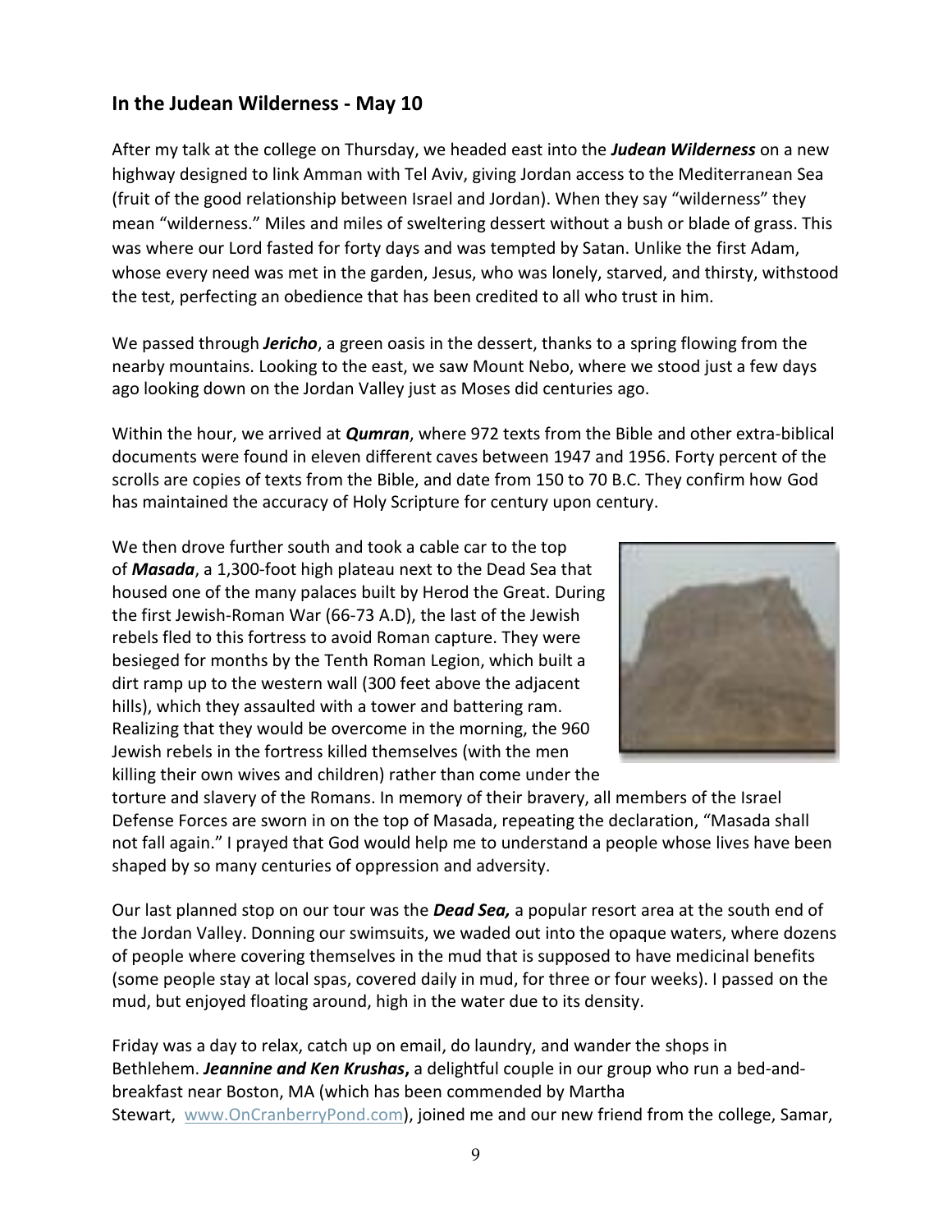## In the Judean Wilderness - May 10

After my talk at the college on Thursday, we headed east into the ***Judean Wilderness*** on a new highway designed to link Amman with Tel Aviv, giving Jordan access to the Mediterranean Sea (fruit of the good relationship between Israel and Jordan). When they say "wilderness" they mean "wilderness." Miles and miles of sweltering dessert without a bush or blade of grass. This was where our Lord fasted for forty days and was tempted by Satan. Unlike the first Adam, whose every need was met in the garden, Jesus, who was lonely, starved, and thirsty, withstood the test, perfecting an obedience that has been credited to all who trust in him.

We passed through ***Jericho***, a green oasis in the dessert, thanks to a spring flowing from the nearby mountains. Looking to the east, we saw Mount Nebo, where we stood just a few days ago looking down on the Jordan Valley just as Moses did centuries ago.

Within the hour, we arrived at ***Qumran***, where 972 texts from the Bible and other extra-biblical documents were found in eleven different caves between 1947 and 1956. Forty percent of the scrolls are copies of texts from the Bible, and date from 150 to 70 B.C. They confirm how God has maintained the accuracy of Holy Scripture for century upon century.

We then drove further south and took a cable car to the top of ***Masada***, a 1,300-foot high plateau next to the Dead Sea that housed one of the many palaces built by Herod the Great. During the first Jewish-Roman War (66-73 A.D), the last of the Jewish rebels fled to this fortress to avoid Roman capture. They were besieged for months by the Tenth Roman Legion, which built a dirt ramp up to the western wall (300 feet above the adjacent hills), which they assaulted with a tower and battering ram. Realizing that they would be overcome in the morning, the 960 Jewish rebels in the fortress killed themselves (with the men killing their own wives and children) rather than come under the torture and slavery of the Romans. In memory of their bravery, all members of the Israel Defense Forces are sworn in on the top of Masada, repeating the declaration, "Masada shall not fall again." I prayed that God would help me to understand a people whose lives have been shaped by so many centuries of oppression and adversity.

Our last planned stop on our tour was the ***Dead Sea,*** a popular resort area at the south end of the Jordan Valley. Donning our swimsuits, we waded out into the opaque waters, where dozens of people where covering themselves in the mud that is supposed to have medicinal benefits (some people stay at local spas, covered daily in mud, for three or four weeks). I passed on the mud, but enjoyed floating around, high in the water due to its density.

Friday was a day to relax, catch up on email, do laundry, and wander the shops in Bethlehem. ***Jeannine and Ken Krushas*****,** a delightful couple in our group who run a bed-and-breakfast near Boston, MA (which has been commended by Martha Stewart, [www.OnCranberryPond.com](http://www.OnCranberryPond.com)), joined me and our new friend from the college, Samar,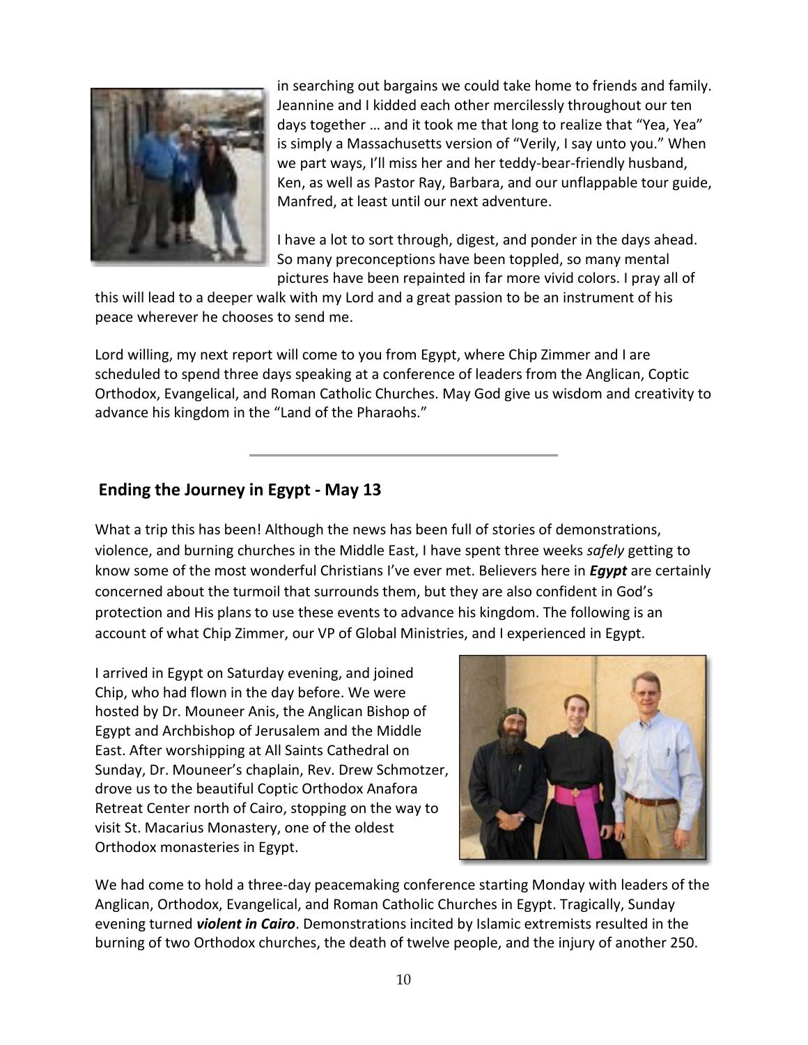in searching out bargains we could take home to friends and family. Jeannine and I kidded each other mercilessly throughout our ten days together … and it took me that long to realize that "Yea, Yea" is simply a Massachusetts version of "Verily, I say unto you." When we part ways, I'll miss her and her teddy-bear-friendly husband, Ken, as well as Pastor Ray, Barbara, and our unflappable tour guide, Manfred, at least until our next adventure.

I have a lot to sort through, digest, and ponder in the days ahead. So many preconceptions have been toppled, so many mental pictures have been repainted in far more vivid colors. I pray all of this will lead to a deeper walk with my Lord and a great passion to be an instrument of his peace wherever he chooses to send me.

Lord willing, my next report will come to you from Egypt, where Chip Zimmer and I are scheduled to spend three days speaking at a conference of leaders from the Anglican, Coptic Orthodox, Evangelical, and Roman Catholic Churches. May God give us wisdom and creativity to advance his kingdom in the "Land of the Pharaohs."

---

## Ending the Journey in Egypt - May 13

What a trip this has been! Although the news has been full of stories of demonstrations, violence, and burning churches in the Middle East, I have spent three weeks *safely* getting to know some of the most wonderful Christians I've ever met. Believers here in ***Egypt*** are certainly concerned about the turmoil that surrounds them, but they are also confident in God's protection and His plans to use these events to advance his kingdom. The following is an account of what Chip Zimmer, our VP of Global Ministries, and I experienced in Egypt.

I arrived in Egypt on Saturday evening, and joined Chip, who had flown in the day before. We were hosted by Dr. Mouneer Anis, the Anglican Bishop of Egypt and Archbishop of Jerusalem and the Middle East. After worshipping at All Saints Cathedral on Sunday, Dr. Mouneer's chaplain, Rev. Drew Schmotzer, drove us to the beautiful Coptic Orthodox Anafora Retreat Center north of Cairo, stopping on the way to visit St. Macarius Monastery, one of the oldest Orthodox monasteries in Egypt.

We had come to hold a three-day peacemaking conference starting Monday with leaders of the Anglican, Orthodox, Evangelical, and Roman Catholic Churches in Egypt. Tragically, Sunday evening turned ***violent in Cairo***. Demonstrations incited by Islamic extremists resulted in the burning of two Orthodox churches, the death of twelve people, and the injury of another 250.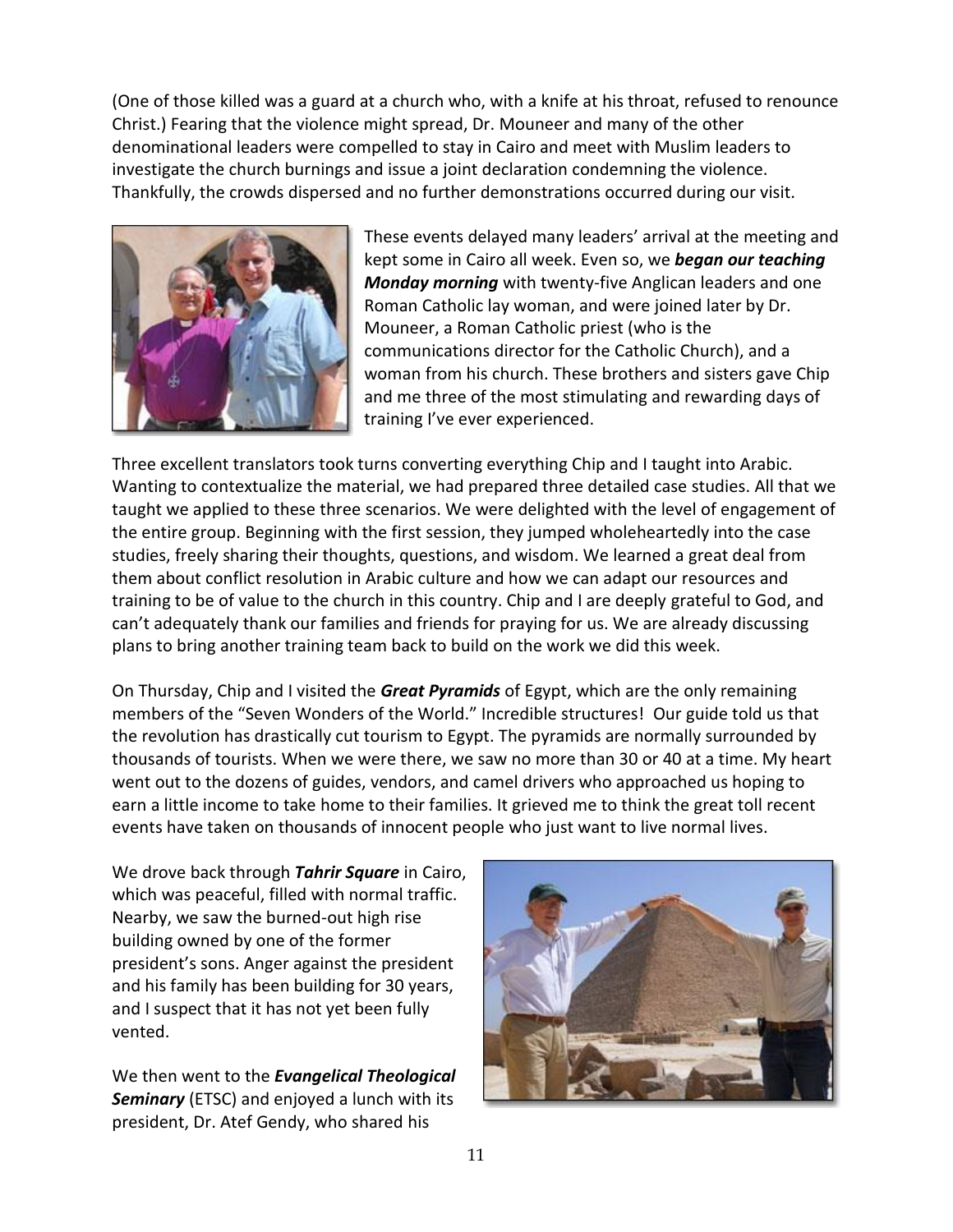(One of those killed was a guard at a church who, with a knife at his throat, refused to renounce Christ.) Fearing that the violence might spread, Dr. Mouneer and many of the other denominational leaders were compelled to stay in Cairo and meet with Muslim leaders to investigate the church burnings and issue a joint declaration condemning the violence. Thankfully, the crowds dispersed and no further demonstrations occurred during our visit.

These events delayed many leaders' arrival at the meeting and kept some in Cairo all week. Even so, we ***began our teaching Monday morning*** with twenty-five Anglican leaders and one Roman Catholic lay woman, and were joined later by Dr. Mouneer, a Roman Catholic priest (who is the communications director for the Catholic Church), and a woman from his church. These brothers and sisters gave Chip and me three of the most stimulating and rewarding days of training I've ever experienced.

Three excellent translators took turns converting everything Chip and I taught into Arabic. Wanting to contextualize the material, we had prepared three detailed case studies. All that we taught we applied to these three scenarios. We were delighted with the level of engagement of the entire group. Beginning with the first session, they jumped wholeheartedly into the case studies, freely sharing their thoughts, questions, and wisdom. We learned a great deal from them about conflict resolution in Arabic culture and how we can adapt our resources and training to be of value to the church in this country. Chip and I are deeply grateful to God, and can't adequately thank our families and friends for praying for us. We are already discussing plans to bring another training team back to build on the work we did this week.

On Thursday, Chip and I visited the ***Great Pyramids*** of Egypt, which are the only remaining members of the "Seven Wonders of the World." Incredible structures! Our guide told us that the revolution has drastically cut tourism to Egypt. The pyramids are normally surrounded by thousands of tourists. When we were there, we saw no more than 30 or 40 at a time. My heart went out to the dozens of guides, vendors, and camel drivers who approached us hoping to earn a little income to take home to their families. It grieved me to think the great toll recent events have taken on thousands of innocent people who just want to live normal lives.

We drove back through ***Tahrir Square*** in Cairo, which was peaceful, filled with normal traffic. Nearby, we saw the burned-out high rise building owned by one of the former president's sons. Anger against the president and his family has been building for 30 years, and I suspect that it has not yet been fully vented.

We then went to the ***Evangelical Theological Seminary*** (ETSC) and enjoyed a lunch with its president, Dr. Atef Gendy, who shared his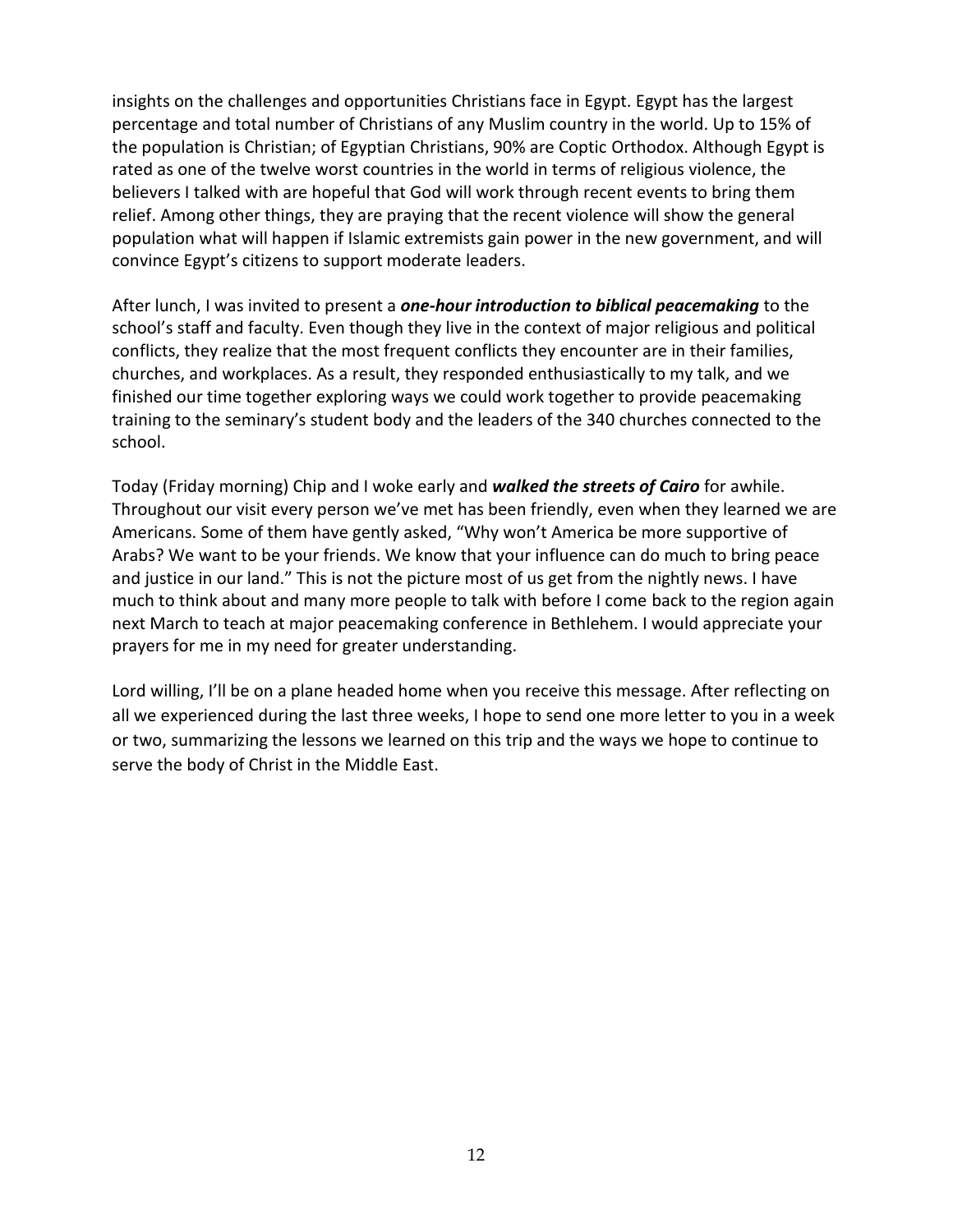insights on the challenges and opportunities Christians face in Egypt. Egypt has the largest percentage and total number of Christians of any Muslim country in the world. Up to 15% of the population is Christian; of Egyptian Christians, 90% are Coptic Orthodox. Although Egypt is rated as one of the twelve worst countries in the world in terms of religious violence, the believers I talked with are hopeful that God will work through recent events to bring them relief. Among other things, they are praying that the recent violence will show the general population what will happen if Islamic extremists gain power in the new government, and will convince Egypt's citizens to support moderate leaders.

After lunch, I was invited to present a ***one-hour introduction to biblical peacemaking*** to the school's staff and faculty. Even though they live in the context of major religious and political conflicts, they realize that the most frequent conflicts they encounter are in their families, churches, and workplaces. As a result, they responded enthusiastically to my talk, and we finished our time together exploring ways we could work together to provide peacemaking training to the seminary's student body and the leaders of the 340 churches connected to the school.

Today (Friday morning) Chip and I woke early and ***walked the streets of Cairo*** for awhile. Throughout our visit every person we've met has been friendly, even when they learned we are Americans. Some of them have gently asked, "Why won't America be more supportive of Arabs? We want to be your friends. We know that your influence can do much to bring peace and justice in our land." This is not the picture most of us get from the nightly news. I have much to think about and many more people to talk with before I come back to the region again next March to teach at major peacemaking conference in Bethlehem. I would appreciate your prayers for me in my need for greater understanding.

Lord willing, I'll be on a plane headed home when you receive this message. After reflecting on all we experienced during the last three weeks, I hope to send one more letter to you in a week or two, summarizing the lessons we learned on this trip and the ways we hope to continue to serve the body of Christ in the Middle East.